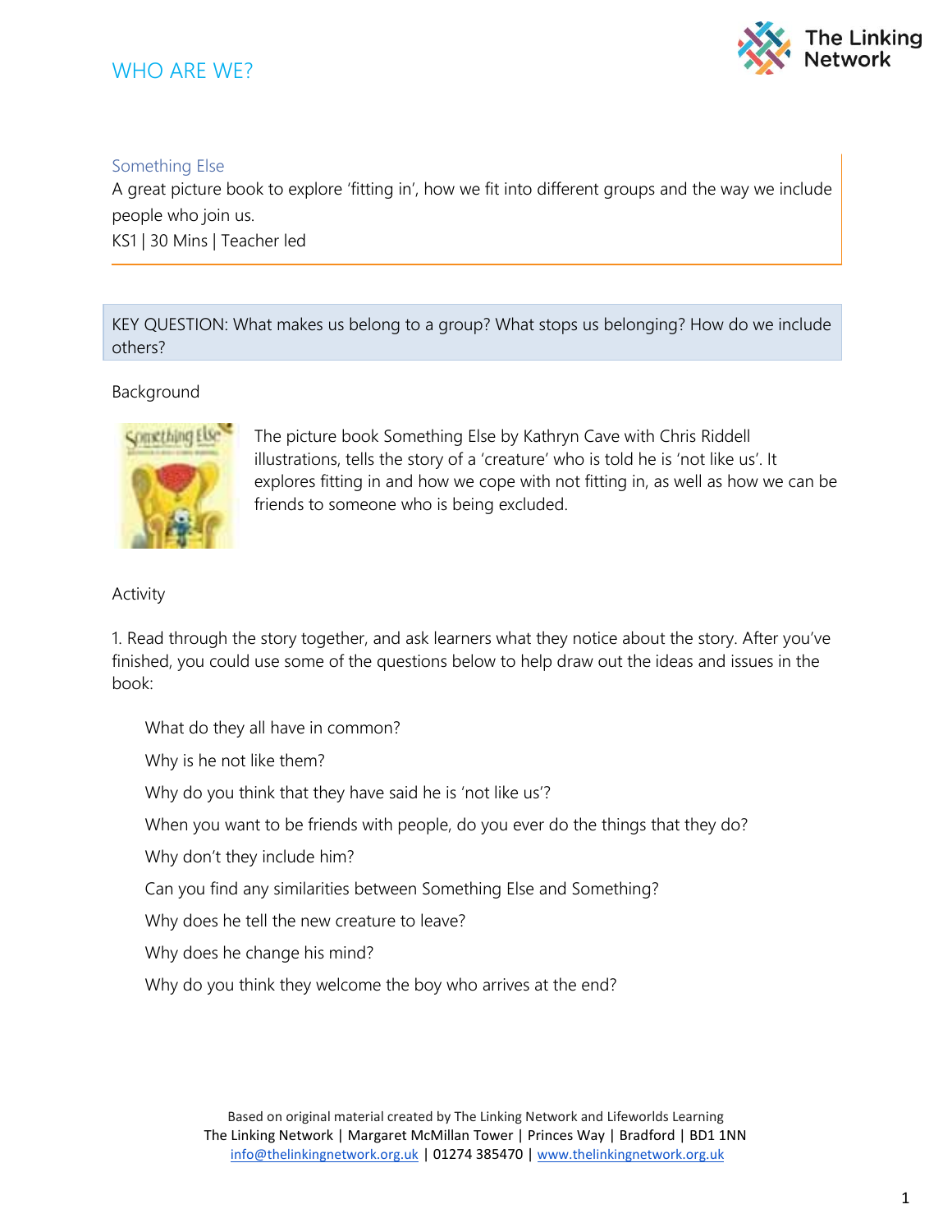# WHO ARE WE?

## Something Else

A great picture book to explore 'fitting in', how we fit into different groups and the way we include people who join us.

KS1 | 30 Mins | Teacher led

KEY QUESTION: What makes us belong to a group? What stops us belonging? How do we include others?

### Background

The picture book Something Else by Kathryn Cave with Chris Riddell illustrations, tells the story of a 'creature' who is told he is 'not like us'. It explores fitting in and how we cope with not fitting in, as well as how we can be friends to someone who is being excluded.

### Activity

1. Read through the story together, and ask learners what they notice about the story. After you've finished, you could use some of the questions below to help draw out the ideas and issues in the book:

   What do they all have in common?

   Why is he not like them?

   Why do you think that they have said he is 'not like us'?

   When you want to be friends with people, do you ever do the things that they do?

   Why don't they include him?

   Can you find any similarities between Something Else and Something?

   Why does he tell the new creature to leave?

   Why does he change his mind?

   Why do you think they welcome the boy who arrives at the end?

Based on original material created by The Linking Network and Lifeworlds Learning
The Linking Network | Margaret McMillan Tower | Princes Way | Bradford | BD1 1NN
info@thelinkingnetwork.org.uk | 01274 385470 | www.thelinkingnetwork.org.uk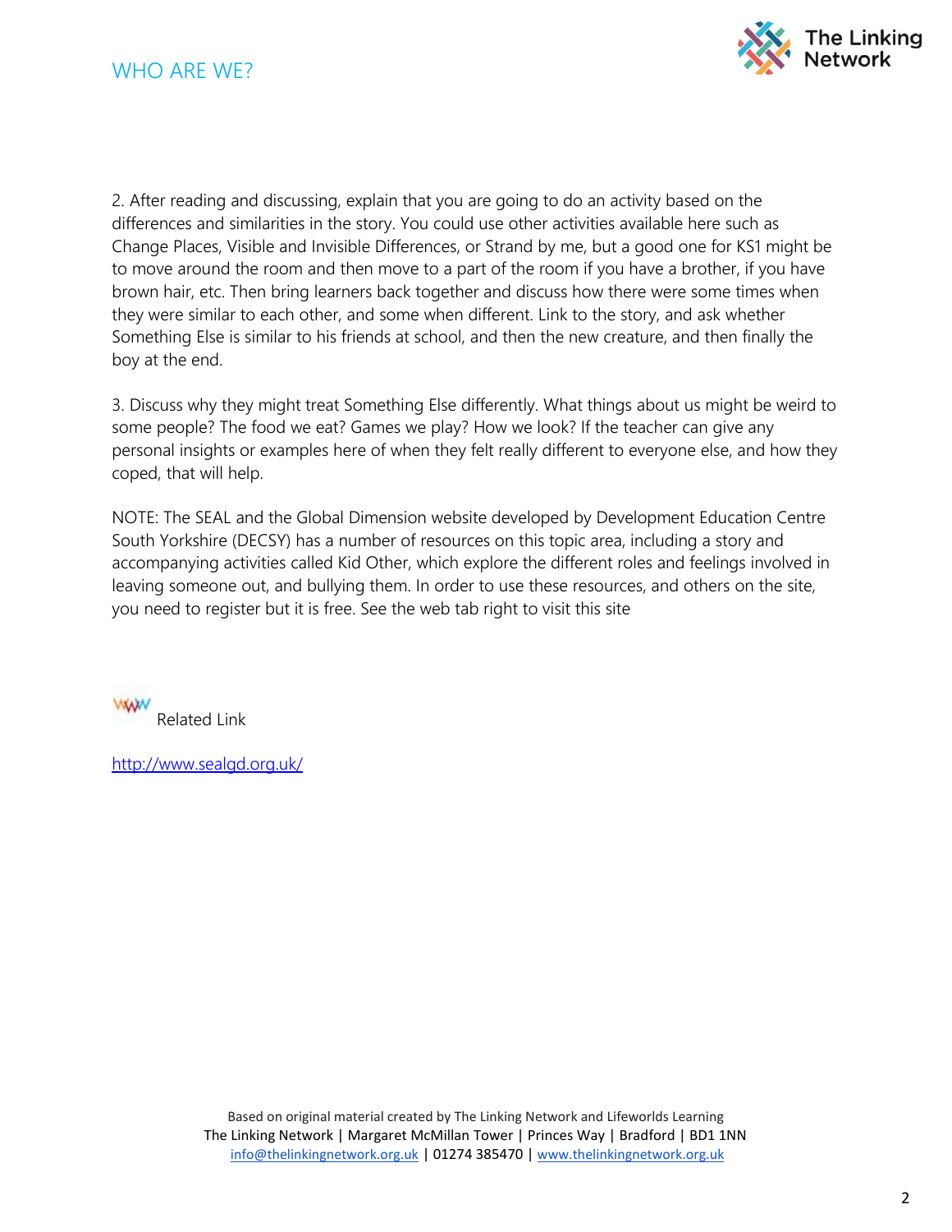2. After reading and discussing, explain that you are going to do an activity based on the differences and similarities in the story. You could use other activities available here such as Change Places, Visible and Invisible Differences, or Strand by me, but a good one for KS1 might be to move around the room and then move to a part of the room if you have a brother, if you have brown hair, etc. Then bring learners back together and discuss how there were some times when they were similar to each other, and some when different. Link to the story, and ask whether Something Else is similar to his friends at school, and then the new creature, and then finally the boy at the end.

3. Discuss why they might treat Something Else differently. What things about us might be weird to some people? The food we eat? Games we play? How we look? If the teacher can give any personal insights or examples here of when they felt really different to everyone else, and how they coped, that will help.

NOTE: The SEAL and the Global Dimension website developed by Development Education Centre South Yorkshire (DECSY) has a number of resources on this topic area, including a story and accompanying activities called Kid Other, which explore the different roles and feelings involved in leaving someone out, and bullying them. In order to use these resources, and others on the site, you need to register but it is free. See the web tab right to visit this site

Related Link

http://www.sealgd.org.uk/

Based on original material created by The Linking Network and Lifeworlds Learning
The Linking Network | Margaret McMillan Tower | Princes Way | Bradford | BD1 1NN
info@thelinkingnetwork.org.uk | 01274 385470 | www.thelinkingnetwork.org.uk